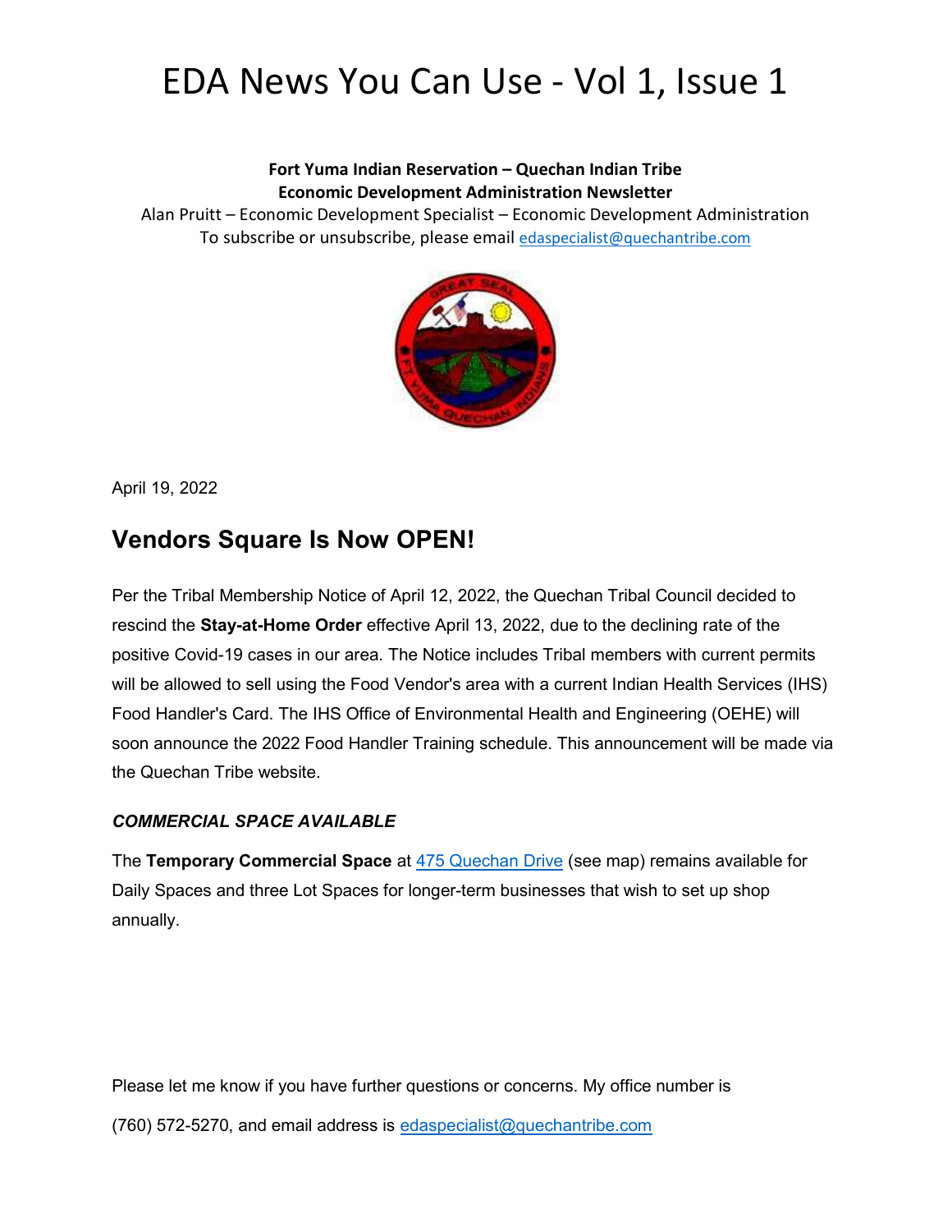# EDA News You Can Use - Vol 1, Issue 1

**Fort Yuma Indian Reservation – Quechan Indian Tribe**
**Economic Development Administration Newsletter**
Alan Pruitt – Economic Development Specialist – Economic Development Administration
To subscribe or unsubscribe, please email edaspecialist@quechantribe.com

April 19, 2022

## Vendors Square Is Now OPEN!

Per the Tribal Membership Notice of April 12, 2022, the Quechan Tribal Council decided to rescind the **Stay-at-Home Order** effective April 13, 2022, due to the declining rate of the positive Covid-19 cases in our area. The Notice includes Tribal members with current permits will be allowed to sell using the Food Vendor's area with a current Indian Health Services (IHS) Food Handler's Card. The IHS Office of Environmental Health and Engineering (OEHE) will soon announce the 2022 Food Handler Training schedule. This announcement will be made via the Quechan Tribe website.

### *COMMERCIAL SPACE AVAILABLE*

The **Temporary Commercial Space** at 475 Quechan Drive (see map) remains available for Daily Spaces and three Lot Spaces for longer-term businesses that wish to set up shop annually.

Please let me know if you have further questions or concerns. My office number is (760) 572-5270, and email address is edaspecialist@quechantribe.com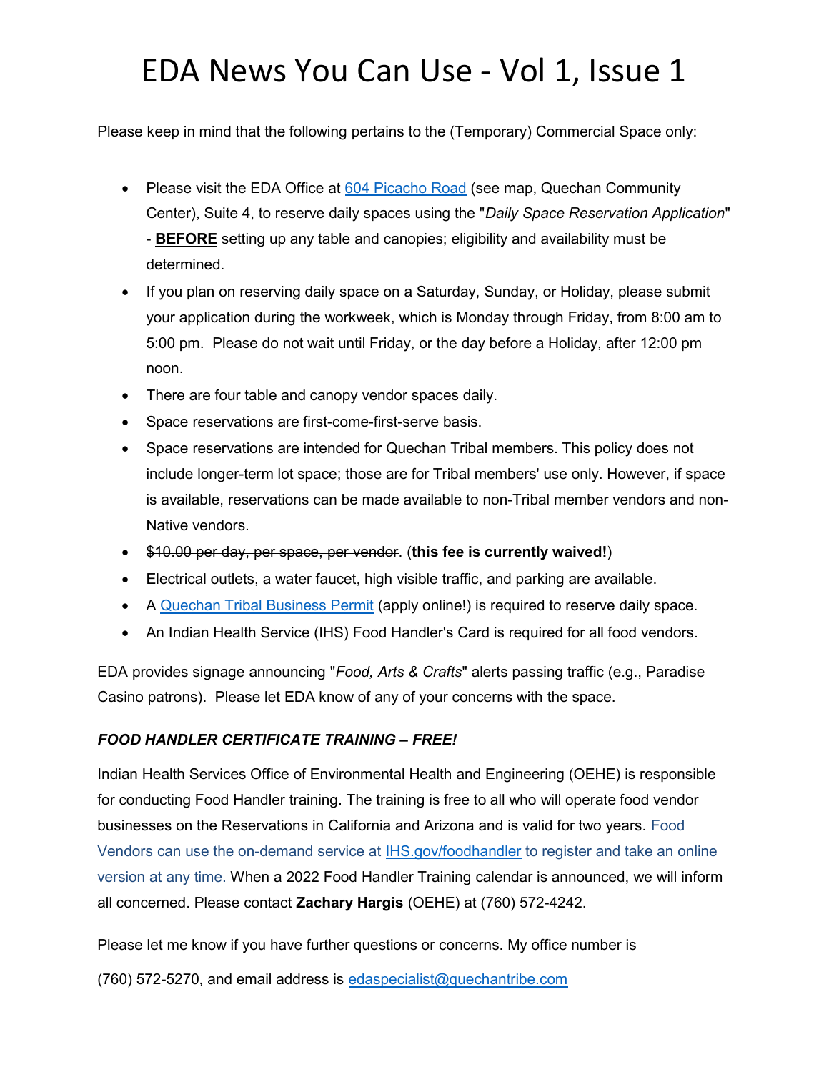# EDA News You Can Use - Vol 1, Issue 1

Please keep in mind that the following pertains to the (Temporary) Commercial Space only:

- Please visit the EDA Office at 604 Picacho Road (see map, Quechan Community Center), Suite 4, to reserve daily spaces using the "*Daily Space Reservation Application*" - **BEFORE** setting up any table and canopies; eligibility and availability must be determined.
- If you plan on reserving daily space on a Saturday, Sunday, or Holiday, please submit your application during the workweek, which is Monday through Friday, from 8:00 am to 5:00 pm. Please do not wait until Friday, or the day before a Holiday, after 12:00 pm noon.
- There are four table and canopy vendor spaces daily.
- Space reservations are first-come-first-serve basis.
- Space reservations are intended for Quechan Tribal members. This policy does not include longer-term lot space; those are for Tribal members' use only. However, if space is available, reservations can be made available to non-Tribal member vendors and non-Native vendors.
- ~~$10.00 per day, per space, per vendor~~. (**this fee is currently waived!**)
- Electrical outlets, a water faucet, high visible traffic, and parking are available.
- A Quechan Tribal Business Permit (apply online!) is required to reserve daily space.
- An Indian Health Service (IHS) Food Handler's Card is required for all food vendors.

EDA provides signage announcing "*Food, Arts & Crafts*" alerts passing traffic (e.g., Paradise Casino patrons). Please let EDA know of any of your concerns with the space.

***FOOD HANDLER CERTIFICATE TRAINING – FREE!***

Indian Health Services Office of Environmental Health and Engineering (OEHE) is responsible for conducting Food Handler training. The training is free to all who will operate food vendor businesses on the Reservations in California and Arizona and is valid for two years. Food Vendors can use the on-demand service at IHS.gov/foodhandler to register and take an online version at any time. When a 2022 Food Handler Training calendar is announced, we will inform all concerned. Please contact **Zachary Hargis** (OEHE) at (760) 572-4242.

Please let me know if you have further questions or concerns. My office number is

(760) 572-5270, and email address is edaspecialist@quechantribe.com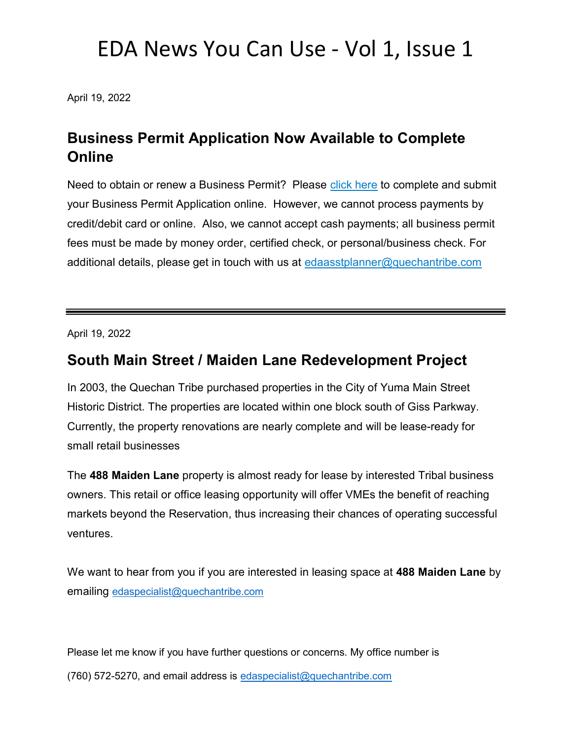# EDA News You Can Use - Vol 1, Issue 1

April 19, 2022

## Business Permit Application Now Available to Complete Online

Need to obtain or renew a Business Permit? Please click here to complete and submit your Business Permit Application online. However, we cannot process payments by credit/debit card or online. Also, we cannot accept cash payments; all business permit fees must be made by money order, certified check, or personal/business check. For additional details, please get in touch with us at edaasstplanner@quechantribe.com

---

April 19, 2022

## South Main Street / Maiden Lane Redevelopment Project

In 2003, the Quechan Tribe purchased properties in the City of Yuma Main Street Historic District. The properties are located within one block south of Giss Parkway. Currently, the property renovations are nearly complete and will be lease-ready for small retail businesses

The **488 Maiden Lane** property is almost ready for lease by interested Tribal business owners. This retail or office leasing opportunity will offer VMEs the benefit of reaching markets beyond the Reservation, thus increasing their chances of operating successful ventures.

We want to hear from you if you are interested in leasing space at **488 Maiden Lane** by emailing edaspecialist@quechantribe.com

Please let me know if you have further questions or concerns. My office number is (760) 572-5270, and email address is edaspecialist@quechantribe.com